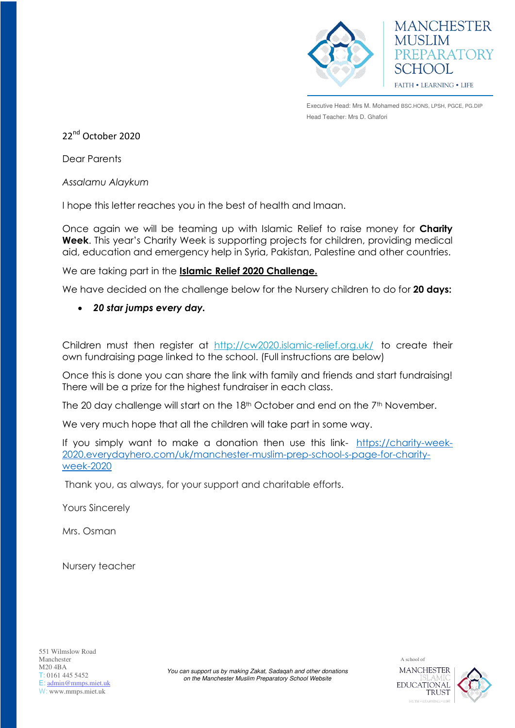MANCHESTER MUSLIM PREPARATORY SCHOOL

FAITH • LEARNING • LIFE

Executive Head: Mrs M. Mohamed BSC.HONS, LPSH, PGCE, PG.DIP

Head Teacher: Mrs D. Ghafori

22nd October 2020

Dear Parents

*Assalamu Alaykum*

I hope this letter reaches you in the best of health and Imaan.

Once again we will be teaming up with Islamic Relief to raise money for **Charity Week**. This year's Charity Week is supporting projects for children, providing medical aid, education and emergency help in Syria, Pakistan, Palestine and other countries.

We are taking part in the **Islamic Relief 2020 Challenge.**

We have decided on the challenge below for the Nursery children to do for **20 days:**

- ***20 star jumps every day.***

Children must then register at http://cw2020.islamic-relief.org.uk/ to create their own fundraising page linked to the school. (Full instructions are below)

Once this is done you can share the link with family and friends and start fundraising! There will be a prize for the highest fundraiser in each class.

The 20 day challenge will start on the 18th October and end on the 7th November.

We very much hope that all the children will take part in some way.

If you simply want to make a donation then use this link- https://charity-week-2020.everydayhero.com/uk/manchester-muslim-prep-school-s-page-for-charity-week-2020

Thank you, as always, for your support and charitable efforts.

Yours Sincerely

Mrs. Osman

Nursery teacher

551 Wilmslow Road
Manchester
M20 4BA
T: 0161 445 5452
E: admin@mmps.miet.uk
W: www.mmps.miet.uk

*You can support us by making Zakat, Sadaqah and other donations on the Manchester Muslim Preparatory School Website*

A school of MANCHESTER ISLAMIC EDUCATIONAL TRUST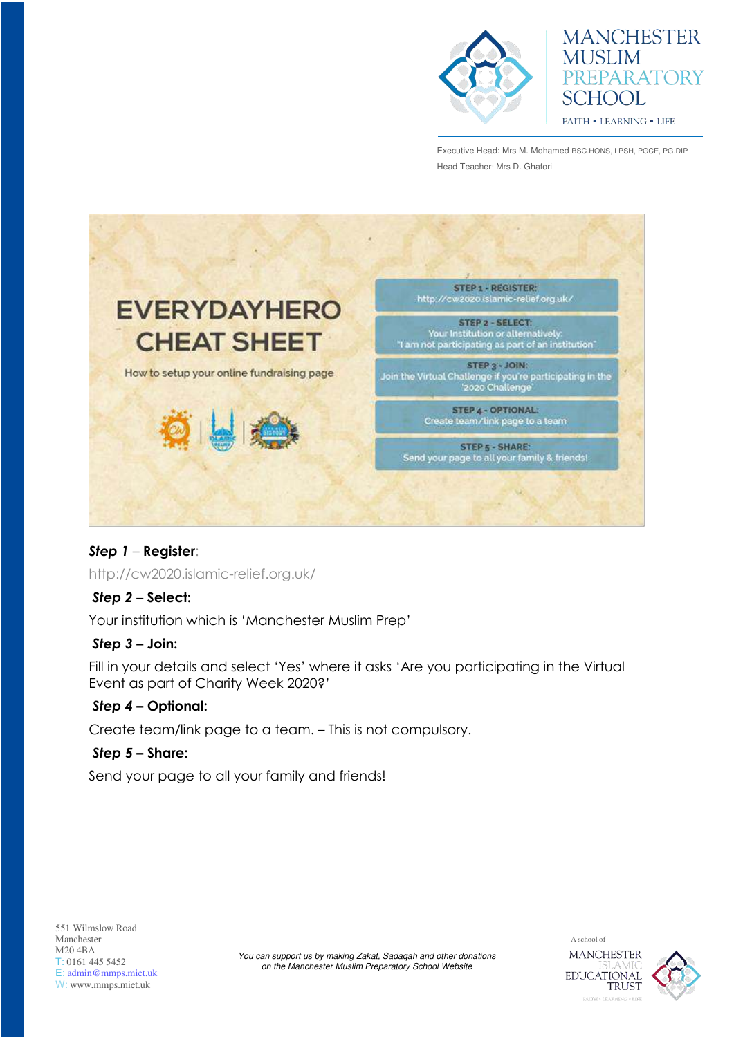MANCHESTER MUSLIM PREPARATORY SCHOOL

FAITH • LEARNING • LIFE

Executive Head: Mrs M. Mohamed BSC.HONS, LPSH, PGCE, PG.DIP

Head Teacher: Mrs D. Ghafori

# EVERYDAYHERO CHEAT SHEET

How to setup your online fundraising page

**STEP 1 - REGISTER:**
http://cw2020.islamic-relief.org.uk/

**STEP 2 - SELECT:**
Your Institution or alternatively:
"I am not participating as part of an institution"

**STEP 3 - JOIN:**
Join the Virtual Challenge if you're participating in the '2020 Challenge'

**STEP 4 - OPTIONAL:**
Create team/link page to a team

**STEP 5 - SHARE:**
Send your page to all your family & friends!

***Step 1* – Register**:

http://cw2020.islamic-relief.org.uk/

***Step 2* – Select:**

Your institution which is 'Manchester Muslim Prep'

***Step 3* – Join:**

Fill in your details and select 'Yes' where it asks 'Are you participating in the Virtual Event as part of Charity Week 2020?'

***Step 4* – Optional:**

Create team/link page to a team. – This is not compulsory.

***Step 5* – Share:**

Send your page to all your family and friends!

551 Wilmslow Road
Manchester
M20 4BA
T: 0161 445 5452
E: admin@mmps.miet.uk
W: www.mmps.miet.uk

*You can support us by making Zakat, Sadaqah and other donations on the Manchester Muslim Preparatory School Website*

A school of MANCHESTER ISLAMIC EDUCATIONAL TRUST